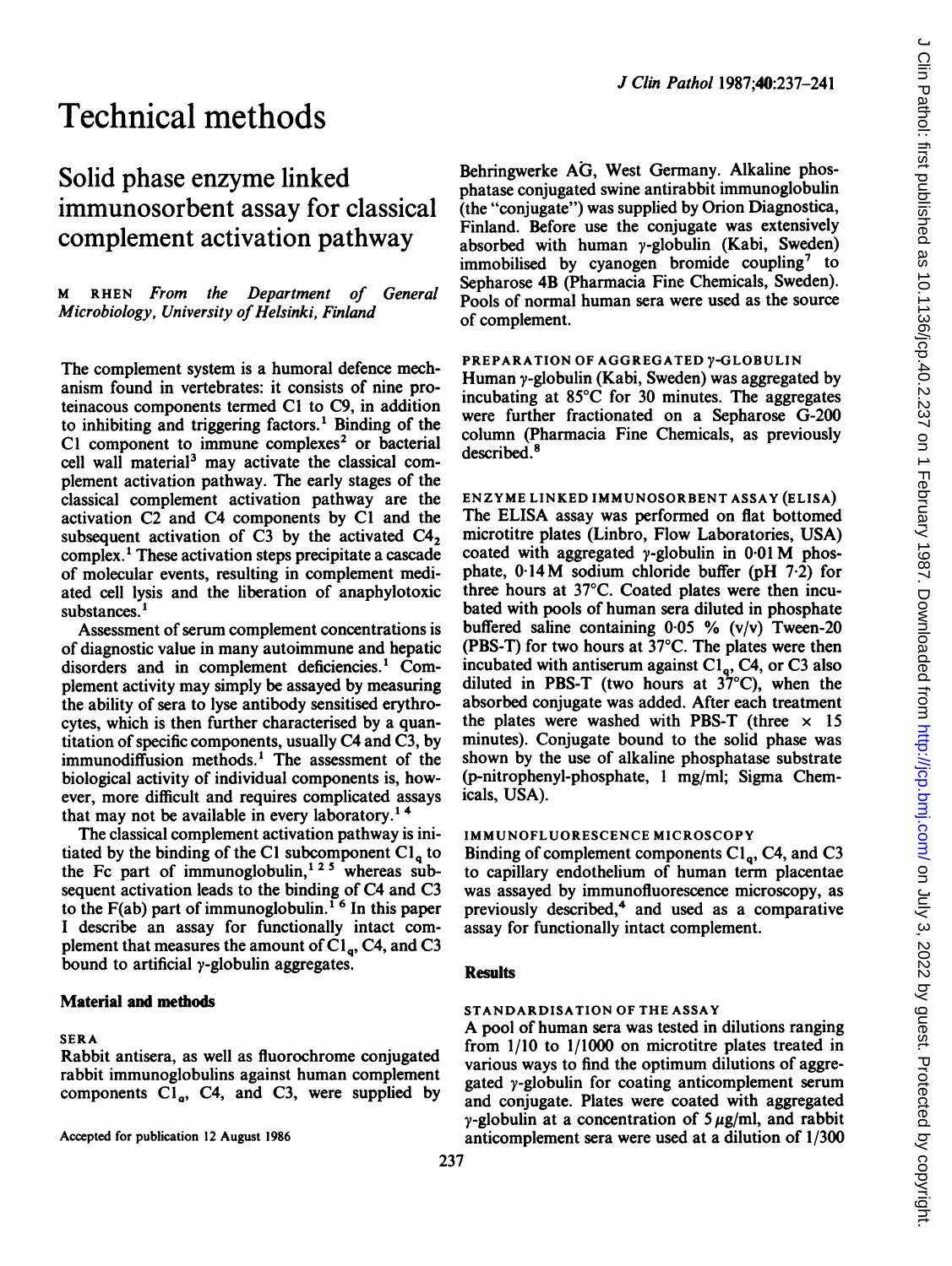# Technical methods

## Solid phase enzyme linked immunosorbent assay for classical complement activation pathway

M RHEN *From the Department of General Microbiology, University of Helsinki, Finland*

The complement system is a humoral defence mechanism found in vertebrates: it consists of nine proteinacous components termed C1 to C9, in addition to inhibiting and triggering factors.[1] Binding of the C1 component to immune complexes[2] or bacterial cell wall material[3] may activate the classical complement activation pathway. The early stages of the classical complement activation pathway are the activation C2 and C4 components by C1 and the subsequent activation of C3 by the activated $C4_2$ complex.[1] These activation steps precipitate a cascade of molecular events, resulting in complement mediated cell lysis and the liberation of anaphylotoxic substances.[1]

Assessment of serum complement concentrations is of diagnostic value in many autoimmune and hepatic disorders and in complement deficiencies.[1] Complement activity may simply be assayed by measuring the ability of sera to lyse antibody sensitised erythrocytes, which is then further characterised by a quantitation of specific components, usually C4 and C3, by immunodiffusion methods.[1] The assessment of the biological activity of individual components is, however, more difficult and requires complicated assays that may not be available in every laboratory.[1,4]

The classical complement activation pathway is initiated by the binding of the C1 subcomponent $C1_q$ to the Fc part of immunoglobulin,[1,2,5] whereas subsequent activation leads to the binding of C4 and C3 to the F(ab) part of immunoglobulin.[1,6] In this paper I describe an assay for functionally intact complement that measures the amount of $C1_q$, C4, and C3 bound to artificial γ-globulin aggregates.

Accepted for publication 12 August 1986

### Material and methods

#### SERA

Rabbit antisera, as well as fluorochrome conjugated rabbit immunoglobulins against human complement components $C1_q$, C4, and C3, were supplied by Behringwerke AG, West Germany. Alkaline phosphatase conjugated swine antirabbit immunoglobulin (the "conjugate") was supplied by Orion Diagnostica, Finland. Before use the conjugate was extensively absorbed with human γ-globulin (Kabi, Sweden) immobilised by cyanogen bromide coupling[7] to Sepharose 4B (Pharmacia Fine Chemicals, Sweden). Pools of normal human sera were used as the source of complement.

#### PREPARATION OF AGGREGATED γ-GLOBULIN

Human γ-globulin (Kabi, Sweden) was aggregated by incubating at 85°C for 30 minutes. The aggregates were further fractionated on a Sepharose G-200 column (Pharmacia Fine Chemicals, as previously described.[8]

#### ENZYME LINKED IMMUNOSORBENT ASSAY (ELISA)

The ELISA assay was performed on flat bottomed microtitre plates (Linbro, Flow Laboratories, USA) coated with aggregated γ-globulin in 0·01 M phosphate, 0·14 M sodium chloride buffer (pH 7·2) for three hours at 37°C. Coated plates were then incubated with pools of human sera diluted in phosphate buffered saline containing 0·05 % (v/v) Tween-20 (PBS-T) for two hours at 37°C. The plates were then incubated with antiserum against $C1_q$, C4, or C3 also diluted in PBS-T (two hours at 37°C), when the absorbed conjugate was added. After each treatment the plates were washed with PBS-T (three × 15 minutes). Conjugate bound to the solid phase was shown by the use of alkaline phosphatase substrate (p-nitrophenyl-phosphate, 1 mg/ml; Sigma Chemicals, USA).

#### IMMUNOFLUORESCENCE MICROSCOPY

Binding of complement components $C1_q$, C4, and C3 to capillary endothelium of human term placentae was assayed by immunofluorescence microscopy, as previously described,[4] and used as a comparative assay for functionally intact complement.

### Results

#### STANDARDISATION OF THE ASSAY

A pool of human sera was tested in dilutions ranging from 1/10 to 1/1000 on microtitre plates treated in various ways to find the optimum dilutions of aggregated γ-globulin for coating anticomplement serum and conjugate. Plates were coated with aggregated γ-globulin at a concentration of 5 μg/ml, and rabbit anticomplement sera were used at a dilution of 1/300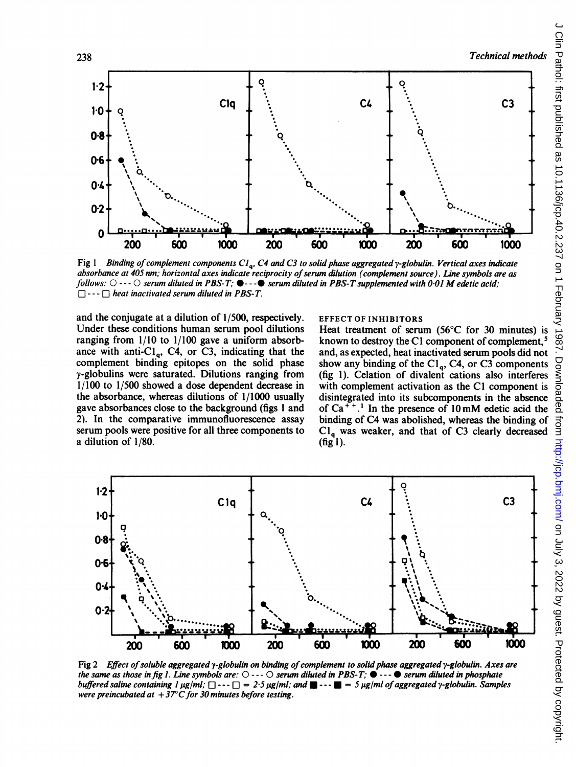Fig 1 *Binding of complement components $C1_q$, C4 and C3 to solid phase aggregated γ-globulin. Vertical axes indicate absorbance at 405 nm; horizontal axes indicate reciprocity of serum dilution (complement source). Line symbols are as follows:* ○ --- ○ *serum diluted in PBS-T;* ● --- ● *serum diluted in PBS-T supplemented with 0·01 M edetic acid;* □ --- □ *heat inactivated serum diluted in PBS-T.*

and the conjugate at a dilution of 1/500, respectively. Under these conditions human serum pool dilutions ranging from 1/10 to 1/100 gave a uniform absorbance with anti-$C1_q$, C4, or C3, indicating that the complement binding epitopes on the solid phase γ-globulins were saturated. Dilutions ranging from 1/100 to 1/500 showed a dose dependent decrease in the absorbance, whereas dilutions of 1/1000 usually gave absorbances close to the background (figs 1 and 2). In the comparative immunofluorescence assay serum pools were positive for all three components to a dilution of 1/80.

### EFFECT OF INHIBITORS

Heat treatment of serum (56°C for 30 minutes) is known to destroy the C1 component of complement,[5] and, as expected, heat inactivated serum pools did not show any binding of the $C1_q$, C4, or C3 components (fig 1). Celation of divalent cations also interferes with complement activation as the C1 component is disintegrated into its subcomponents in the absence of $Ca^{++}$.[1] In the presence of 10 mM edetic acid the binding of C4 was abolished, whereas the binding of $C1_q$ was weaker, and that of C3 clearly decreased (fig 1).

Fig 2 *Effect of soluble aggregated γ-globulin on binding of complement to solid phase aggregated γ-globulin. Axes are the same as those in fig 1. Line symbols are:* ○ --- ○ *serum diluted in PBS-T;* ● --- ● *serum diluted in phosphate buffered saline containing 1 μg/ml;* □ --- □ *= 2·5 μg/ml; and* ■ --- ■ *= 5 μg/ml of aggregated γ-globulin. Samples were preincubated at +37°C for 30 minutes before testing.*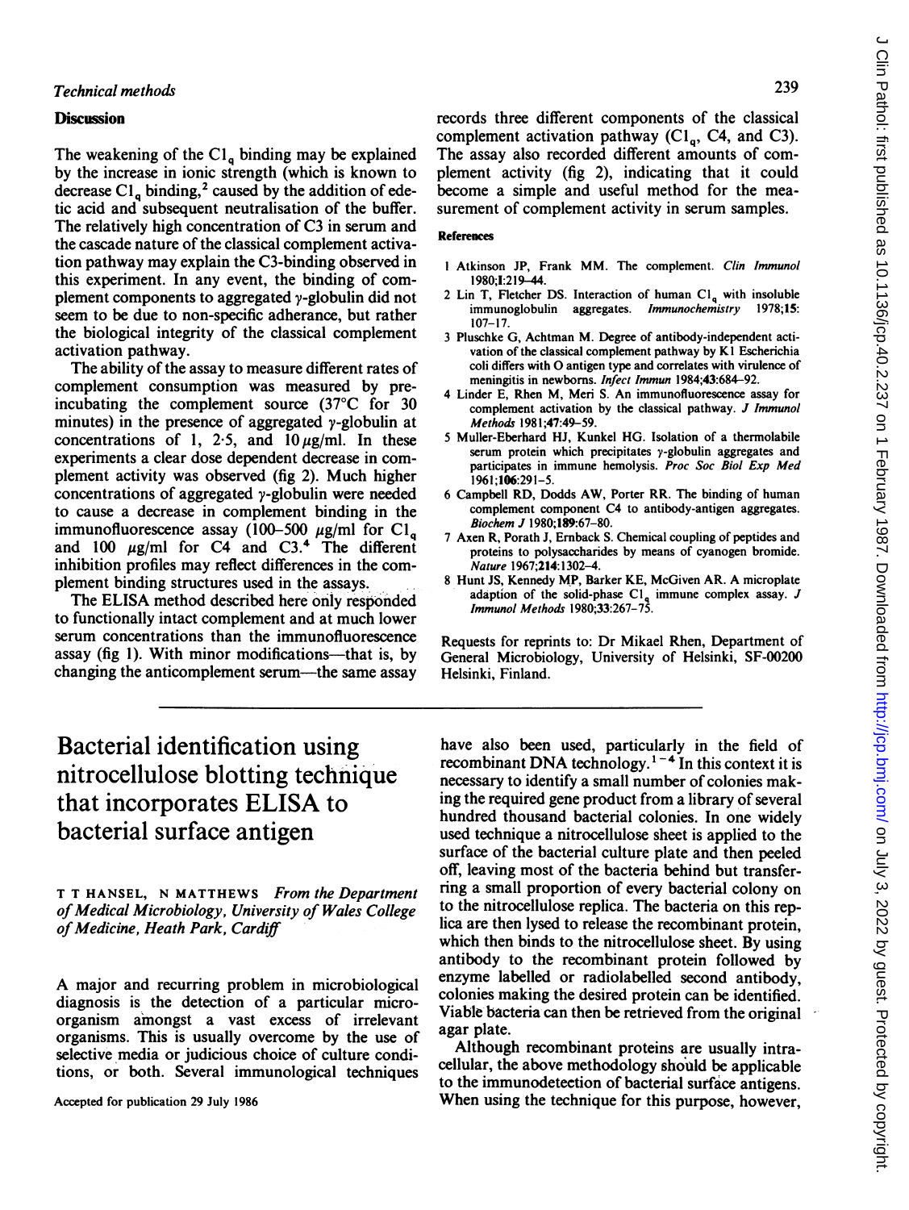## Discussion

The weakening of the $C1_q$ binding may be explained by the increase in ionic strength (which is known to decrease $C1_q$ binding,[2] caused by the addition of edetic acid and subsequent neutralisation of the buffer. The relatively high concentration of C3 in serum and the cascade nature of the classical complement activation pathway may explain the C3-binding observed in this experiment. In any event, the binding of complement components to aggregated γ-globulin did not seem to be due to non-specific adherance, but rather the biological integrity of the classical complement activation pathway.

The ability of the assay to measure different rates of complement consumption was measured by preincubating the complement source (37°C for 30 minutes) in the presence of aggregated γ-globulin at concentrations of 1, 2·5, and 10 μg/ml. In these experiments a clear dose dependent decrease in complement activity was observed (fig 2). Much higher concentrations of aggregated γ-globulin were needed to cause a decrease in complement binding in the immunofluorescence assay (100–500 μg/ml for $C1_q$ and 100 μg/ml for C4 and C3.[4] The different inhibition profiles may reflect differences in the complement binding structures used in the assays.

The ELISA method described here only responded to functionally intact complement and at much lower serum concentrations than the immunofluorescence assay (fig 1). With minor modifications—that is, by changing the anticomplement serum—the same assay records three different components of the classical complement activation pathway ($C1_q$, C4, and C3). The assay also recorded different amounts of complement activity (fig 2), indicating that it could become a simple and useful method for the measurement of complement activity in serum samples.

### References

1. Atkinson JP, Frank MM. The complement. *Clin Immunol* 1980;**1**:219–44.
2. Lin T, Fletcher DS. Interaction of human $C1_q$ with insoluble immunoglobulin aggregates. *Immunochemistry* 1978;**15**:107–17.
3. Pluschke G, Achtman M. Degree of antibody-independent activation of the classical complement pathway by K1 Escherichia coli differs with O antigen type and correlates with virulence of meningitis in newborns. *Infect Immun* 1984;**43**:684–92.
4. Linder E, Rhen M, Meri S. An immunofluorescence assay for complement activation by the classical pathway. *J Immunol Methods* 1981;**47**:49–59.
5. Muller-Eberhard HJ, Kunkel HG. Isolation of a thermolabile serum protein which precipitates γ-globulin aggregates and participates in immune hemolysis. *Proc Soc Biol Exp Med* 1961;**106**:291–5.
6. Campbell RD, Dodds AW, Porter RR. The binding of human complement component C4 to antibody-antigen aggregates. *Biochem J* 1980;**189**:67–80.
7. Axen R, Porath J, Ernback S. Chemical coupling of peptides and proteins to polysaccharides by means of cyanogen bromide. *Nature* 1967;**214**:1302–4.
8. Hunt JS, Kennedy MP, Barker KE, McGiven AR. A microplate adaption of the solid-phase $C1_q$ immune complex assay. *J Immunol Methods* 1980;**33**:267–75.

Requests for reprints to: Dr Mikael Rhen, Department of General Microbiology, University of Helsinki, SF-00200 Helsinki, Finland.

# Bacterial identification using nitrocellulose blotting technique that incorporates ELISA to bacterial surface antigen

T T HANSEL, N MATTHEWS *From the Department of Medical Microbiology, University of Wales College of Medicine, Heath Park, Cardiff*

A major and recurring problem in microbiological diagnosis is the detection of a particular microorganism amongst a vast excess of irrelevant organisms. This is usually overcome by the use of selective media or judicious choice of culture conditions, or both. Several immunological techniques have also been used, particularly in the field of recombinant DNA technology.[1–4] In this context it is necessary to identify a small number of colonies making the required gene product from a library of several hundred thousand bacterial colonies. In one widely used technique a nitrocellulose sheet is applied to the surface of the bacterial culture plate and then peeled off, leaving most of the bacteria behind but transferring a small proportion of every bacterial colony on to the nitrocellulose replica. The bacteria on this replica are then lysed to release the recombinant protein, which then binds to the nitrocellulose sheet. By using antibody to the recombinant protein followed by enzyme labelled or radiolabelled second antibody, colonies making the desired protein can be identified. Viable bacteria can then be retrieved from the original agar plate.

Although recombinant proteins are usually intracellular, the above methodology should be applicable to the immunodetection of bacterial surface antigens. When using the technique for this purpose, however,

Accepted for publication 29 July 1986